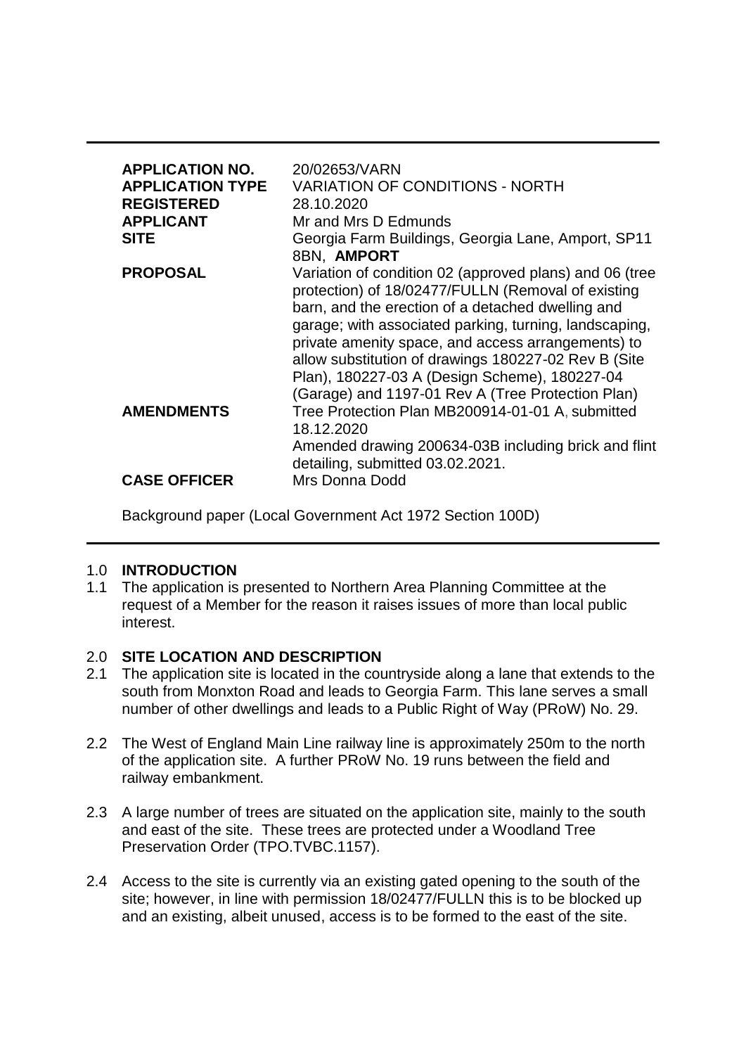| | |
|---|---|
| **APPLICATION NO.** | 20/02653/VARN |
| **APPLICATION TYPE** | VARIATION OF CONDITIONS - NORTH |
| **REGISTERED** | 28.10.2020 |
| **APPLICANT** | Mr and Mrs D Edmunds |
| **SITE** | Georgia Farm Buildings, Georgia Lane, Amport, SP11 8BN, **AMPORT** |
| **PROPOSAL** | Variation of condition 02 (approved plans) and 06 (tree protection) of 18/02477/FULLN (Removal of existing barn, and the erection of a detached dwelling and garage; with associated parking, turning, landscaping, private amenity space, and access arrangements) to allow substitution of drawings 180227-02 Rev B (Site Plan), 180227-03 A (Design Scheme), 180227-04 (Garage) and 1197-01 Rev A (Tree Protection Plan) |
| **AMENDMENTS** | Tree Protection Plan MB200914-01-01 A, submitted 18.12.2020<br>Amended drawing 200634-03B including brick and flint detailing, submitted 03.02.2021. |
| **CASE OFFICER** | Mrs Donna Dodd |

Background paper (Local Government Act 1972 Section 100D)

## 1.0 INTRODUCTION

1.1 The application is presented to Northern Area Planning Committee at the request of a Member for the reason it raises issues of more than local public interest.

## 2.0 SITE LOCATION AND DESCRIPTION

2.1 The application site is located in the countryside along a lane that extends to the south from Monxton Road and leads to Georgia Farm. This lane serves a small number of other dwellings and leads to a Public Right of Way (PRoW) No. 29.

2.2 The West of England Main Line railway line is approximately 250m to the north of the application site. A further PRoW No. 19 runs between the field and railway embankment.

2.3 A large number of trees are situated on the application site, mainly to the south and east of the site. These trees are protected under a Woodland Tree Preservation Order (TPO.TVBC.1157).

2.4 Access to the site is currently via an existing gated opening to the south of the site; however, in line with permission 18/02477/FULLN this is to be blocked up and an existing, albeit unused, access is to be formed to the east of the site.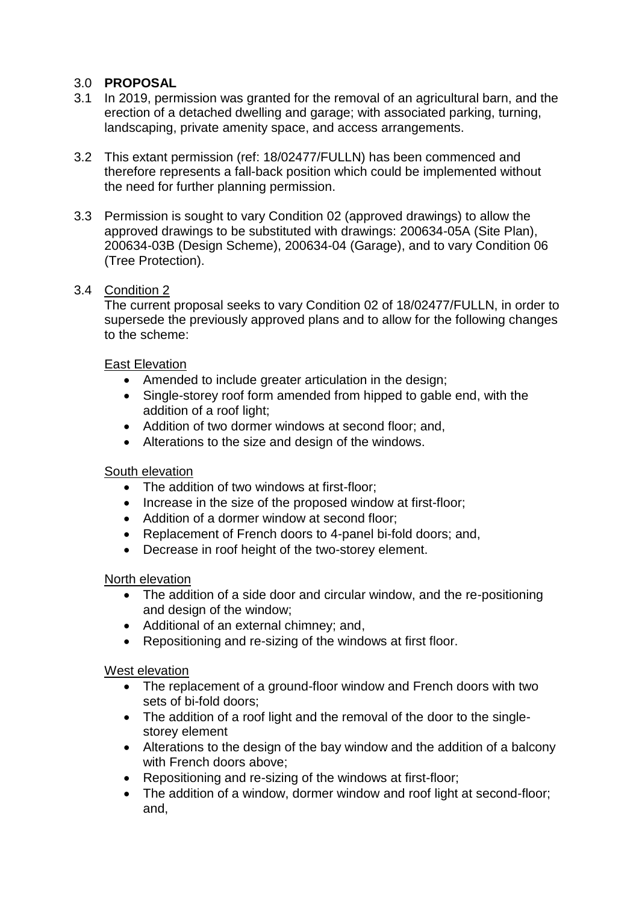## 3.0 **PROPOSAL**

3.1 In 2019, permission was granted for the removal of an agricultural barn, and the erection of a detached dwelling and garage; with associated parking, turning, landscaping, private amenity space, and access arrangements.

3.2 This extant permission (ref: 18/02477/FULLN) has been commenced and therefore represents a fall-back position which could be implemented without the need for further planning permission.

3.3 Permission is sought to vary Condition 02 (approved drawings) to allow the approved drawings to be substituted with drawings: 200634-05A (Site Plan), 200634-03B (Design Scheme), 200634-04 (Garage), and to vary Condition 06 (Tree Protection).

3.4 Condition 2

The current proposal seeks to vary Condition 02 of 18/02477/FULLN, in order to supersede the previously approved plans and to allow for the following changes to the scheme:

East Elevation

- Amended to include greater articulation in the design;
- Single-storey roof form amended from hipped to gable end, with the addition of a roof light;
- Addition of two dormer windows at second floor; and,
- Alterations to the size and design of the windows.

South elevation

- The addition of two windows at first-floor;
- Increase in the size of the proposed window at first-floor;
- Addition of a dormer window at second floor;
- Replacement of French doors to 4-panel bi-fold doors; and,
- Decrease in roof height of the two-storey element.

North elevation

- The addition of a side door and circular window, and the re-positioning and design of the window;
- Additional of an external chimney; and,
- Repositioning and re-sizing of the windows at first floor.

West elevation

- The replacement of a ground-floor window and French doors with two sets of bi-fold doors;
- The addition of a roof light and the removal of the door to the single-storey element
- Alterations to the design of the bay window and the addition of a balcony with French doors above;
- Repositioning and re-sizing of the windows at first-floor;
- The addition of a window, dormer window and roof light at second-floor; and,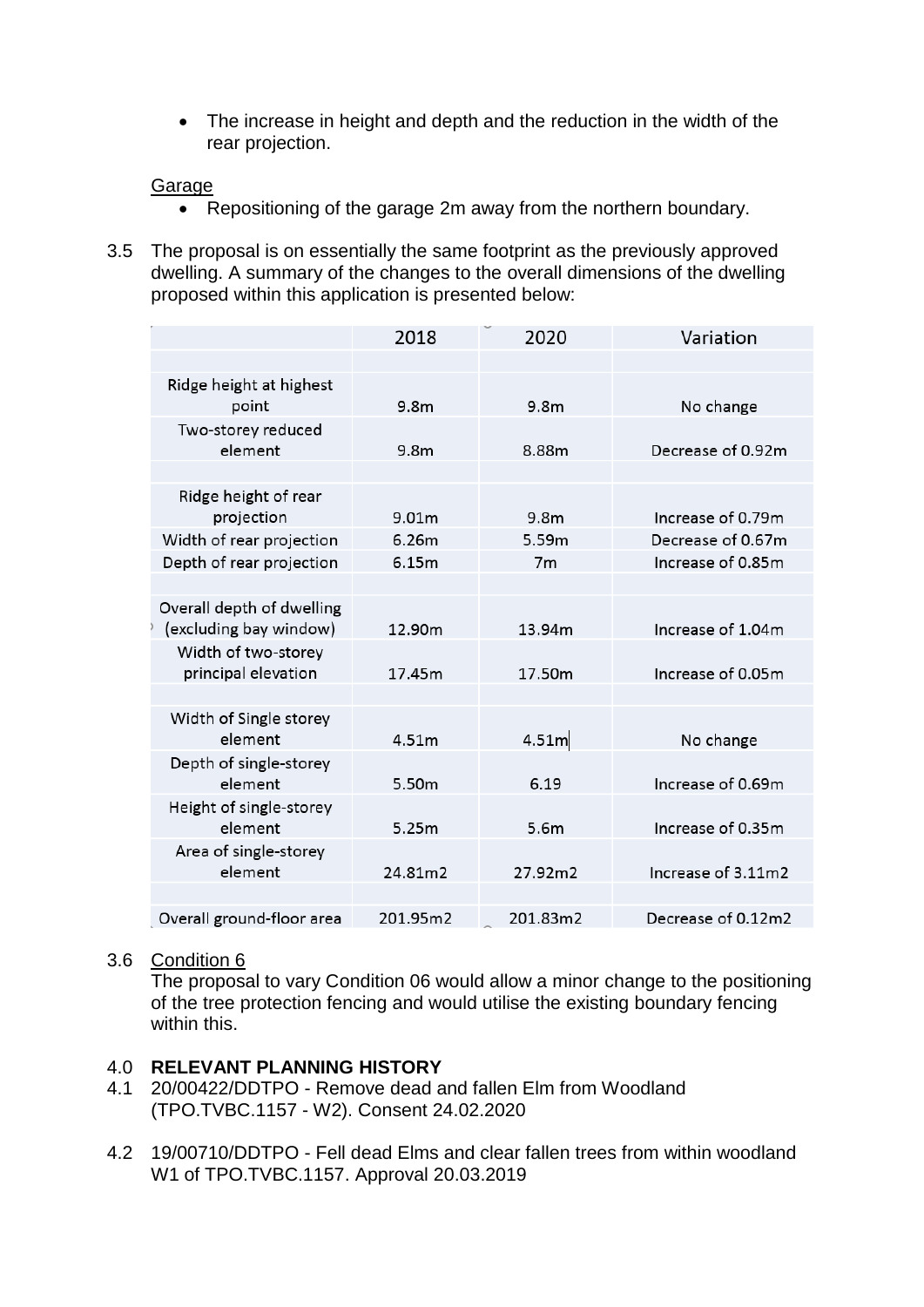- The increase in height and depth and the reduction in the width of the rear projection.

Garage

- Repositioning of the garage 2m away from the northern boundary.

3.5 The proposal is on essentially the same footprint as the previously approved dwelling. A summary of the changes to the overall dimensions of the dwelling proposed within this application is presented below:

| | 2018 | 2020 | Variation |
|---|---|---|---|
| | | | |
| Ridge height at highest point | 9.8m | 9.8m | No change |
| Two-storey reduced element | 9.8m | 8.88m | Decrease of 0.92m |
| | | | |
| Ridge height of rear projection | 9.01m | 9.8m | Increase of 0.79m |
| Width of rear projection | 6.26m | 5.59m | Decrease of 0.67m |
| Depth of rear projection | 6.15m | 7m | Increase of 0.85m |
| | | | |
| Overall depth of dwelling (excluding bay window) | 12.90m | 13.94m | Increase of 1.04m |
| Width of two-storey principal elevation | 17.45m | 17.50m | Increase of 0.05m |
| | | | |
| Width of Single storey element | 4.51m | 4.51m | No change |
| Depth of single-storey element | 5.50m | 6.19 | Increase of 0.69m |
| Height of single-storey element | 5.25m | 5.6m | Increase of 0.35m |
| Area of single-storey element | 24.81m2 | 27.92m2 | Increase of 3.11m2 |
| | | | |
| Overall ground-floor area | 201.95m2 | 201.83m2 | Decrease of 0.12m2 |

3.6 Condition 6

The proposal to vary Condition 06 would allow a minor change to the positioning of the tree protection fencing and would utilise the existing boundary fencing within this.

## 4.0 RELEVANT PLANNING HISTORY

4.1 20/00422/DDTPO - Remove dead and fallen Elm from Woodland (TPO.TVBC.1157 - W2). Consent 24.02.2020

4.2 19/00710/DDTPO - Fell dead Elms and clear fallen trees from within woodland W1 of TPO.TVBC.1157. Approval 20.03.2019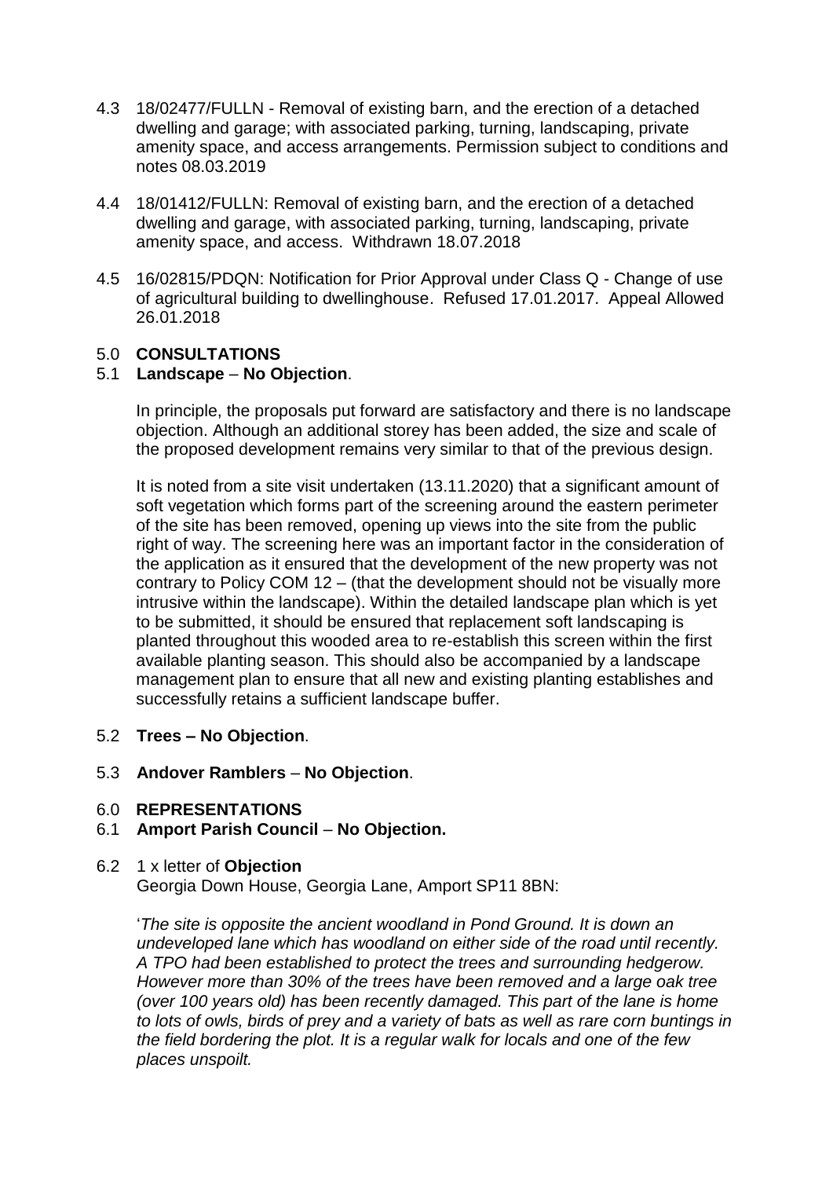4.3 18/02477/FULLN - Removal of existing barn, and the erection of a detached dwelling and garage; with associated parking, turning, landscaping, private amenity space, and access arrangements. Permission subject to conditions and notes 08.03.2019

4.4 18/01412/FULLN: Removal of existing barn, and the erection of a detached dwelling and garage, with associated parking, turning, landscaping, private amenity space, and access. Withdrawn 18.07.2018

4.5 16/02815/PDQN: Notification for Prior Approval under Class Q - Change of use of agricultural building to dwellinghouse. Refused 17.01.2017. Appeal Allowed 26.01.2018

## 5.0 CONSULTATIONS

5.1 **Landscape** – **No Objection**.

In principle, the proposals put forward are satisfactory and there is no landscape objection. Although an additional storey has been added, the size and scale of the proposed development remains very similar to that of the previous design.

It is noted from a site visit undertaken (13.11.2020) that a significant amount of soft vegetation which forms part of the screening around the eastern perimeter of the site has been removed, opening up views into the site from the public right of way. The screening here was an important factor in the consideration of the application as it ensured that the development of the new property was not contrary to Policy COM 12 – (that the development should not be visually more intrusive within the landscape). Within the detailed landscape plan which is yet to be submitted, it should be ensured that replacement soft landscaping is planted throughout this wooded area to re-establish this screen within the first available planting season. This should also be accompanied by a landscape management plan to ensure that all new and existing planting establishes and successfully retains a sufficient landscape buffer.

5.2 **Trees – No Objection**.

5.3 **Andover Ramblers** – **No Objection**.

## 6.0 REPRESENTATIONS

6.1 **Amport Parish Council** – **No Objection.**

6.2 1 x letter of **Objection**
Georgia Down House, Georgia Lane, Amport SP11 8BN:

'*The site is opposite the ancient woodland in Pond Ground. It is down an undeveloped lane which has woodland on either side of the road until recently. A TPO had been established to protect the trees and surrounding hedgerow. However more than 30% of the trees have been removed and a large oak tree (over 100 years old) has been recently damaged. This part of the lane is home to lots of owls, birds of prey and a variety of bats as well as rare corn buntings in the field bordering the plot. It is a regular walk for locals and one of the few places unspoilt.*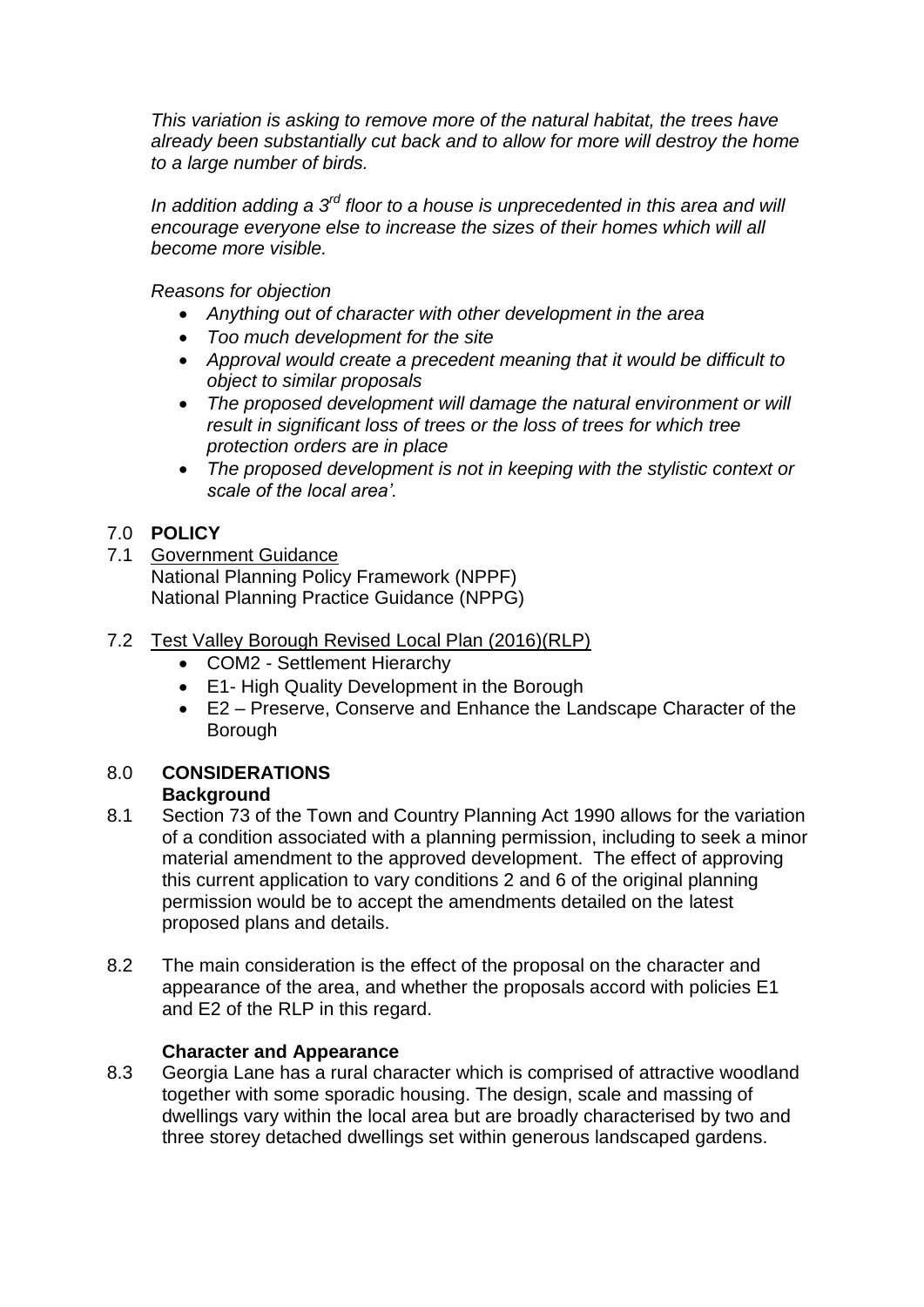*This variation is asking to remove more of the natural habitat, the trees have already been substantially cut back and to allow for more will destroy the home to a large number of birds.*

*In addition adding a 3rd floor to a house is unprecedented in this area and will encourage everyone else to increase the sizes of their homes which will all become more visible.*

*Reasons for objection*

- *Anything out of character with other development in the area*
- *Too much development for the site*
- *Approval would create a precedent meaning that it would be difficult to object to similar proposals*
- *The proposed development will damage the natural environment or will result in significant loss of trees or the loss of trees for which tree protection orders are in place*
- *The proposed development is not in keeping with the stylistic context or scale of the local area'.*

## 7.0 **POLICY**

7.1 Government Guidance
National Planning Policy Framework (NPPF)
National Planning Practice Guidance (NPPG)

7.2 Test Valley Borough Revised Local Plan (2016)(RLP)

- COM2 - Settlement Hierarchy
- E1- High Quality Development in the Borough
- E2 – Preserve, Conserve and Enhance the Landscape Character of the Borough

## 8.0 **CONSIDERATIONS**

### **Background**

8.1 Section 73 of the Town and Country Planning Act 1990 allows for the variation of a condition associated with a planning permission, including to seek a minor material amendment to the approved development. The effect of approving this current application to vary conditions 2 and 6 of the original planning permission would be to accept the amendments detailed on the latest proposed plans and details.

8.2 The main consideration is the effect of the proposal on the character and appearance of the area, and whether the proposals accord with policies E1 and E2 of the RLP in this regard.

### **Character and Appearance**

8.3 Georgia Lane has a rural character which is comprised of attractive woodland together with some sporadic housing. The design, scale and massing of dwellings vary within the local area but are broadly characterised by two and three storey detached dwellings set within generous landscaped gardens.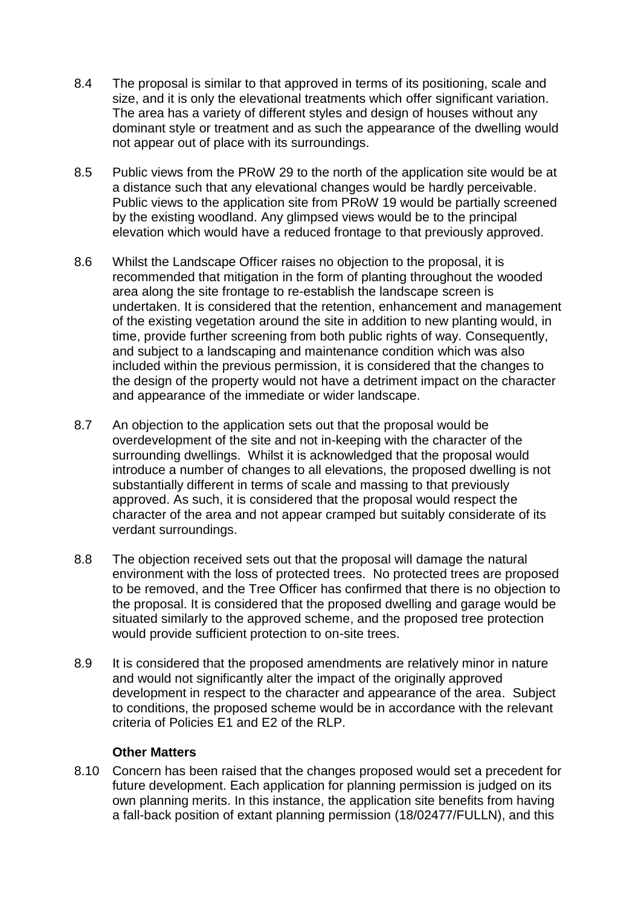8.4 The proposal is similar to that approved in terms of its positioning, scale and size, and it is only the elevational treatments which offer significant variation. The area has a variety of different styles and design of houses without any dominant style or treatment and as such the appearance of the dwelling would not appear out of place with its surroundings.

8.5 Public views from the PRoW 29 to the north of the application site would be at a distance such that any elevational changes would be hardly perceivable. Public views to the application site from PRoW 19 would be partially screened by the existing woodland. Any glimpsed views would be to the principal elevation which would have a reduced frontage to that previously approved.

8.6 Whilst the Landscape Officer raises no objection to the proposal, it is recommended that mitigation in the form of planting throughout the wooded area along the site frontage to re-establish the landscape screen is undertaken. It is considered that the retention, enhancement and management of the existing vegetation around the site in addition to new planting would, in time, provide further screening from both public rights of way. Consequently, and subject to a landscaping and maintenance condition which was also included within the previous permission, it is considered that the changes to the design of the property would not have a detriment impact on the character and appearance of the immediate or wider landscape.

8.7 An objection to the application sets out that the proposal would be overdevelopment of the site and not in-keeping with the character of the surrounding dwellings. Whilst it is acknowledged that the proposal would introduce a number of changes to all elevations, the proposed dwelling is not substantially different in terms of scale and massing to that previously approved. As such, it is considered that the proposal would respect the character of the area and not appear cramped but suitably considerate of its verdant surroundings.

8.8 The objection received sets out that the proposal will damage the natural environment with the loss of protected trees. No protected trees are proposed to be removed, and the Tree Officer has confirmed that there is no objection to the proposal. It is considered that the proposed dwelling and garage would be situated similarly to the approved scheme, and the proposed tree protection would provide sufficient protection to on-site trees.

8.9 It is considered that the proposed amendments are relatively minor in nature and would not significantly alter the impact of the originally approved development in respect to the character and appearance of the area. Subject to conditions, the proposed scheme would be in accordance with the relevant criteria of Policies E1 and E2 of the RLP.

**Other Matters**

8.10 Concern has been raised that the changes proposed would set a precedent for future development. Each application for planning permission is judged on its own planning merits. In this instance, the application site benefits from having a fall-back position of extant planning permission (18/02477/FULLN), and this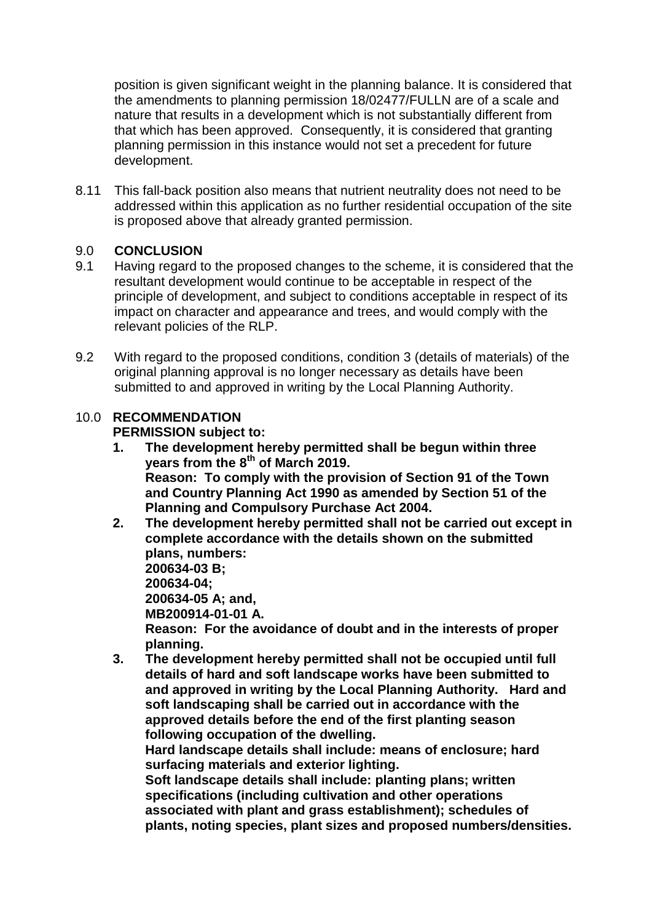position is given significant weight in the planning balance. It is considered that the amendments to planning permission 18/02477/FULLN are of a scale and nature that results in a development which is not substantially different from that which has been approved. Consequently, it is considered that granting planning permission in this instance would not set a precedent for future development.

8.11 This fall-back position also means that nutrient neutrality does not need to be addressed within this application as no further residential occupation of the site is proposed above that already granted permission.

## 9.0 CONCLUSION

9.1 Having regard to the proposed changes to the scheme, it is considered that the resultant development would continue to be acceptable in respect of the principle of development, and subject to conditions acceptable in respect of its impact on character and appearance and trees, and would comply with the relevant policies of the RLP.

9.2 With regard to the proposed conditions, condition 3 (details of materials) of the original planning approval is no longer necessary as details have been submitted to and approved in writing by the Local Planning Authority.

## 10.0 RECOMMENDATION

**PERMISSION subject to:**

1. **The development hereby permitted shall be begun within three years from the 8th of March 2019.**
   **Reason: To comply with the provision of Section 91 of the Town and Country Planning Act 1990 as amended by Section 51 of the Planning and Compulsory Purchase Act 2004.**
2. **The development hereby permitted shall not be carried out except in complete accordance with the details shown on the submitted plans, numbers:**
   **200634-03 B;**
   **200634-04;**
   **200634-05 A; and,**
   **MB200914-01-01 A.**
   **Reason: For the avoidance of doubt and in the interests of proper planning.**
3. **The development hereby permitted shall not be occupied until full details of hard and soft landscape works have been submitted to and approved in writing by the Local Planning Authority. Hard and soft landscaping shall be carried out in accordance with the approved details before the end of the first planting season following occupation of the dwelling.**
   **Hard landscape details shall include: means of enclosure; hard surfacing materials and exterior lighting.**
   **Soft landscape details shall include: planting plans; written specifications (including cultivation and other operations associated with plant and grass establishment); schedules of plants, noting species, plant sizes and proposed numbers/densities.**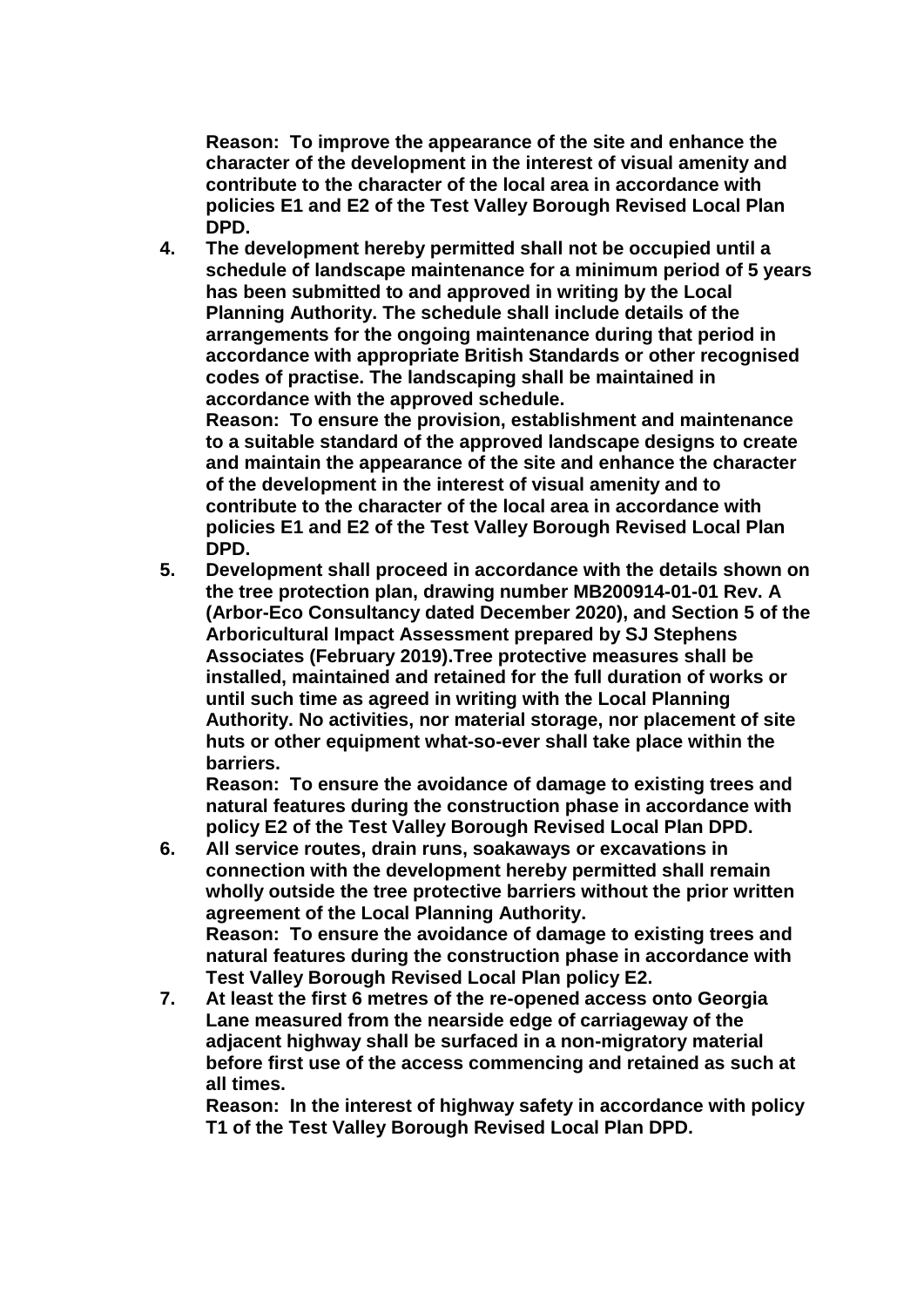**Reason: To improve the appearance of the site and enhance the character of the development in the interest of visual amenity and contribute to the character of the local area in accordance with policies E1 and E2 of the Test Valley Borough Revised Local Plan DPD.**

4. **The development hereby permitted shall not be occupied until a schedule of landscape maintenance for a minimum period of 5 years has been submitted to and approved in writing by the Local Planning Authority. The schedule shall include details of the arrangements for the ongoing maintenance during that period in accordance with appropriate British Standards or other recognised codes of practise. The landscaping shall be maintained in accordance with the approved schedule.**
   **Reason: To ensure the provision, establishment and maintenance to a suitable standard of the approved landscape designs to create and maintain the appearance of the site and enhance the character of the development in the interest of visual amenity and to contribute to the character of the local area in accordance with policies E1 and E2 of the Test Valley Borough Revised Local Plan DPD.**
5. **Development shall proceed in accordance with the details shown on the tree protection plan, drawing number MB200914-01-01 Rev. A (Arbor-Eco Consultancy dated December 2020), and Section 5 of the Arboricultural Impact Assessment prepared by SJ Stephens Associates (February 2019).Tree protective measures shall be installed, maintained and retained for the full duration of works or until such time as agreed in writing with the Local Planning Authority. No activities, nor material storage, nor placement of site huts or other equipment what-so-ever shall take place within the barriers.**
   **Reason: To ensure the avoidance of damage to existing trees and natural features during the construction phase in accordance with policy E2 of the Test Valley Borough Revised Local Plan DPD.**
6. **All service routes, drain runs, soakaways or excavations in connection with the development hereby permitted shall remain wholly outside the tree protective barriers without the prior written agreement of the Local Planning Authority.**
   **Reason: To ensure the avoidance of damage to existing trees and natural features during the construction phase in accordance with Test Valley Borough Revised Local Plan policy E2.**
7. **At least the first 6 metres of the re-opened access onto Georgia Lane measured from the nearside edge of carriageway of the adjacent highway shall be surfaced in a non-migratory material before first use of the access commencing and retained as such at all times.**
   **Reason: In the interest of highway safety in accordance with policy T1 of the Test Valley Borough Revised Local Plan DPD.**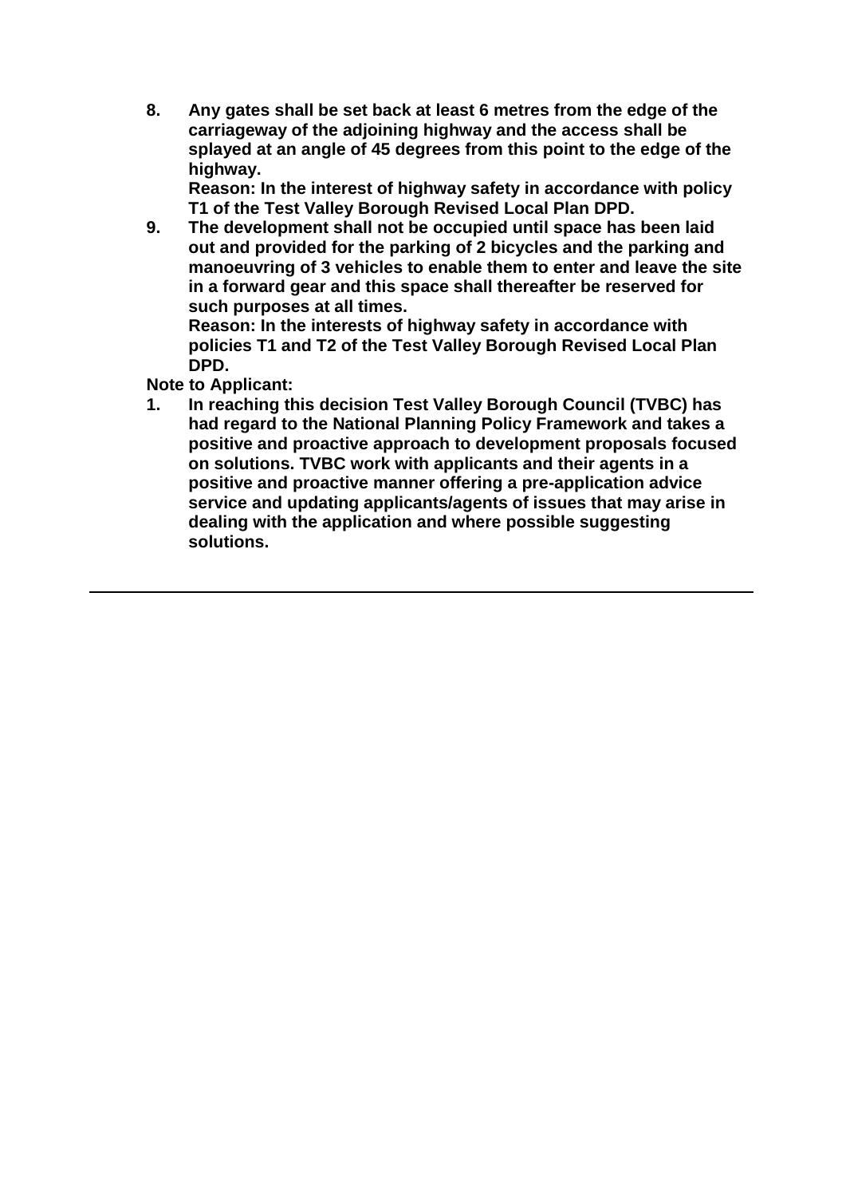**8. Any gates shall be set back at least 6 metres from the edge of the carriageway of the adjoining highway and the access shall be splayed at an angle of 45 degrees from this point to the edge of the highway.**
**Reason: In the interest of highway safety in accordance with policy T1 of the Test Valley Borough Revised Local Plan DPD.**

**9. The development shall not be occupied until space has been laid out and provided for the parking of 2 bicycles and the parking and manoeuvring of 3 vehicles to enable them to enter and leave the site in a forward gear and this space shall thereafter be reserved for such purposes at all times.**
**Reason: In the interests of highway safety in accordance with policies T1 and T2 of the Test Valley Borough Revised Local Plan DPD.**

**Note to Applicant:**

**1. In reaching this decision Test Valley Borough Council (TVBC) has had regard to the National Planning Policy Framework and takes a positive and proactive approach to development proposals focused on solutions. TVBC work with applicants and their agents in a positive and proactive manner offering a pre-application advice service and updating applicants/agents of issues that may arise in dealing with the application and where possible suggesting solutions.**

---